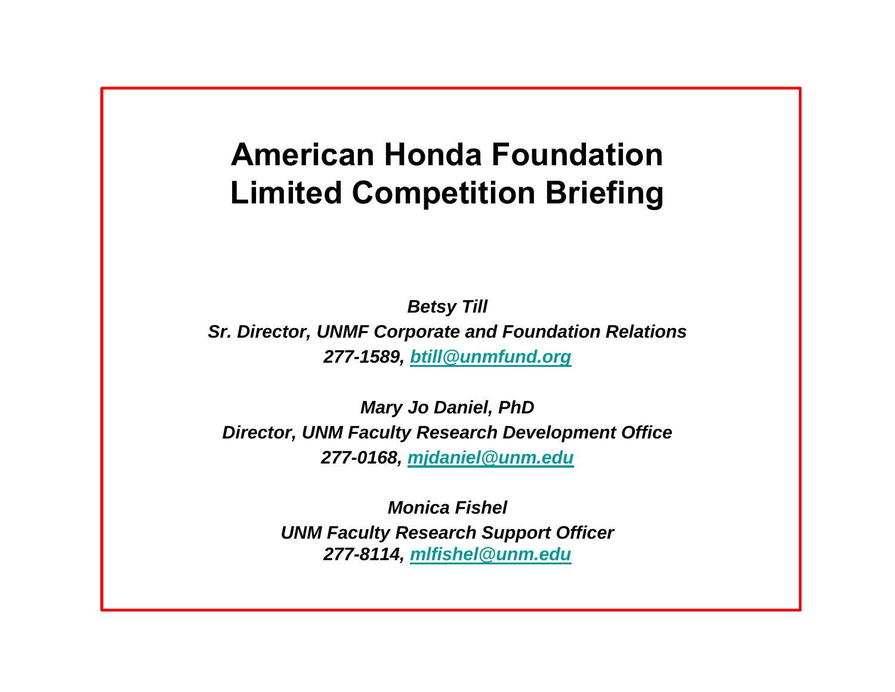# American Honda Foundation
# Limited Competition Briefing

*Betsy Till*
*Sr. Director, UNMF Corporate and Foundation Relations*
*277-1589, btill@unmfund.org*

*Mary Jo Daniel, PhD*
*Director, UNM Faculty Research Development Office*
*277-0168, mjdaniel@unm.edu*

*Monica Fishel*
*UNM Faculty Research Support Officer*
*277-8114, mlfishel@unm.edu*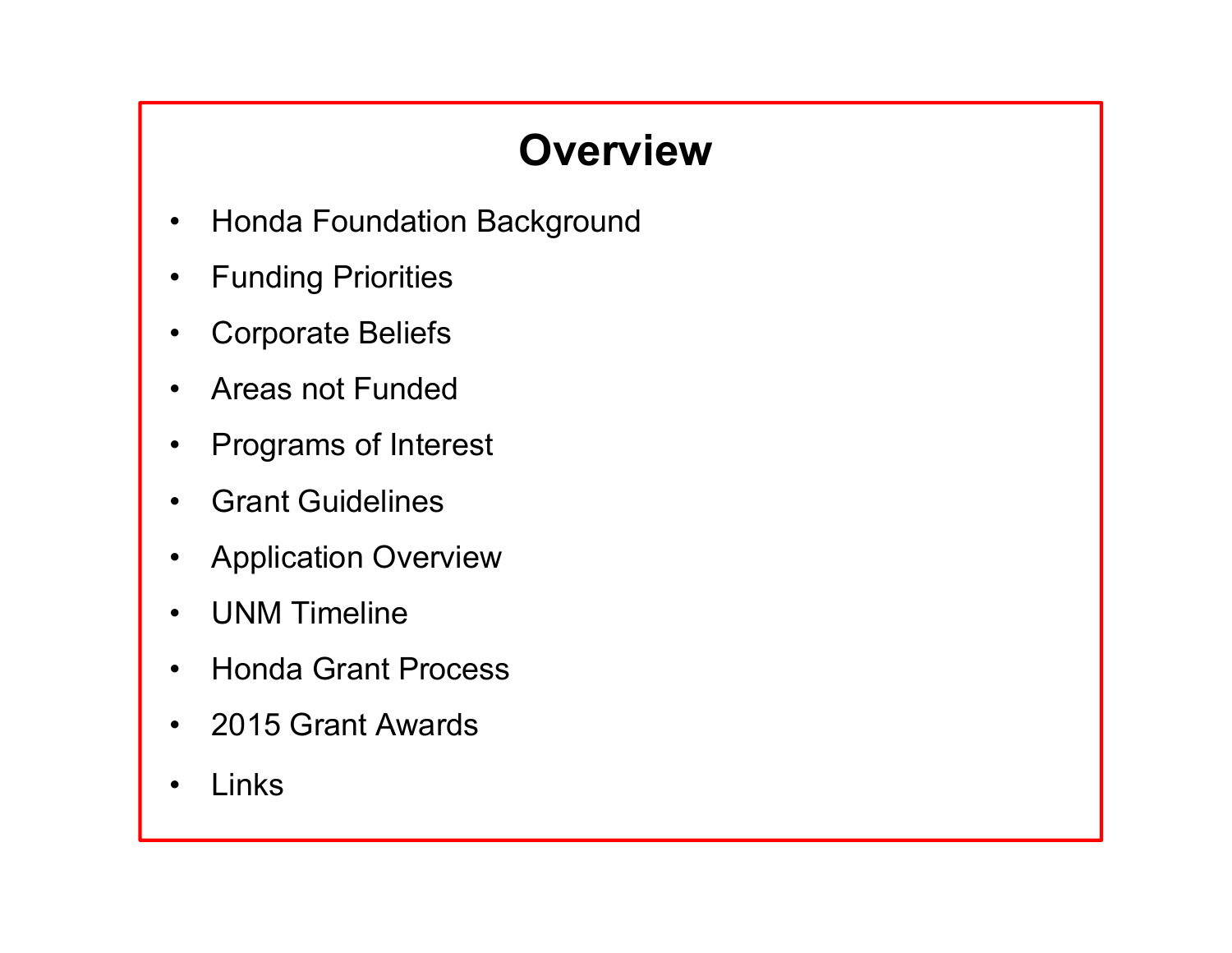# Overview

- Honda Foundation Background
- Funding Priorities
- Corporate Beliefs
- Areas not Funded
- Programs of Interest
- Grant Guidelines
- Application Overview
- UNM Timeline
- Honda Grant Process
- 2015 Grant Awards
- Links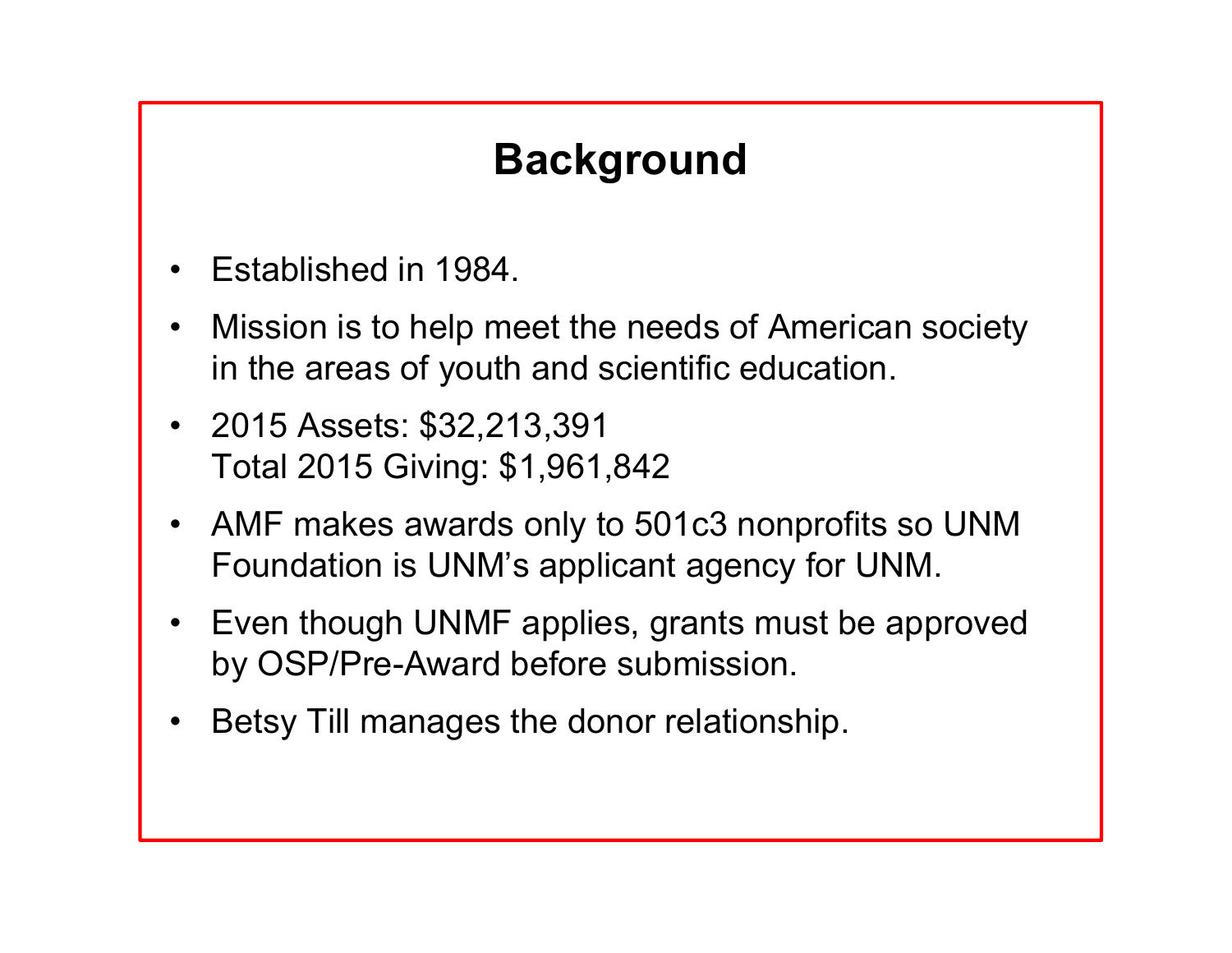# Background

- Established in 1984.
- Mission is to help meet the needs of American society in the areas of youth and scientific education.
- 2015 Assets: $32,213,391
  Total 2015 Giving: $1,961,842
- AMF makes awards only to 501c3 nonprofits so UNM Foundation is UNM's applicant agency for UNM.
- Even though UNMF applies, grants must be approved by OSP/Pre-Award before submission.
- Betsy Till manages the donor relationship.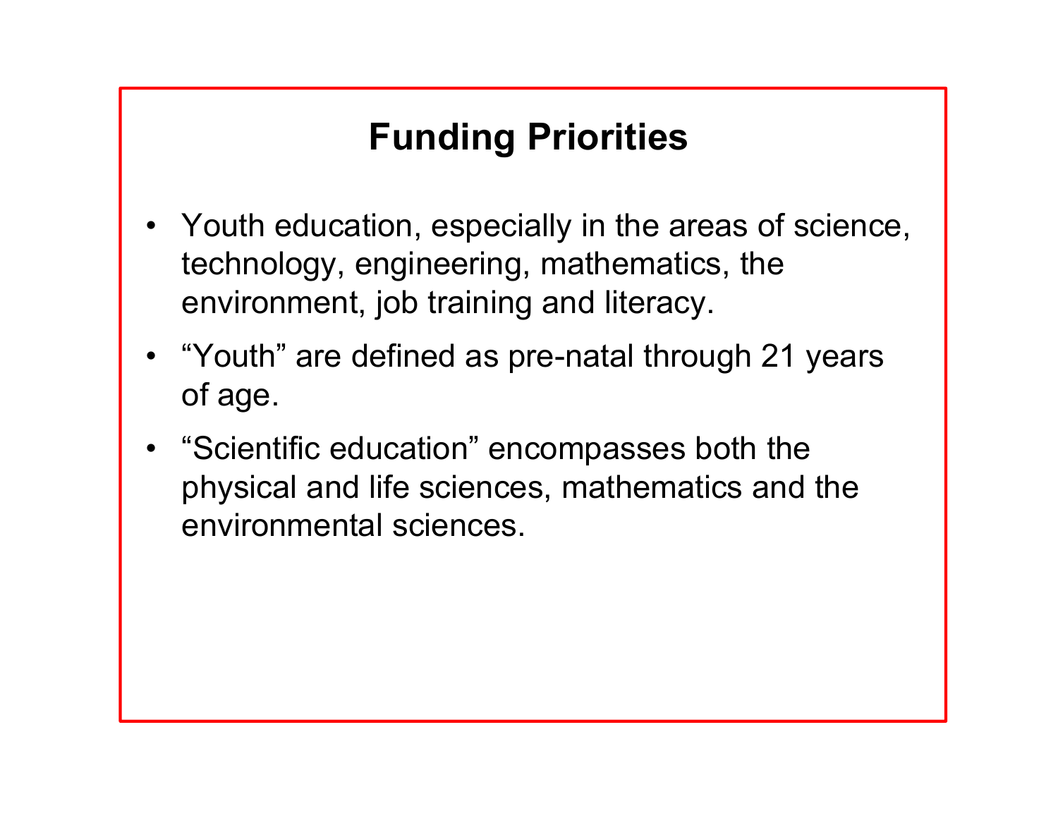# Funding Priorities

- Youth education, especially in the areas of science, technology, engineering, mathematics, the environment, job training and literacy.
- "Youth" are defined as pre-natal through 21 years of age.
- "Scientific education" encompasses both the physical and life sciences, mathematics and the environmental sciences.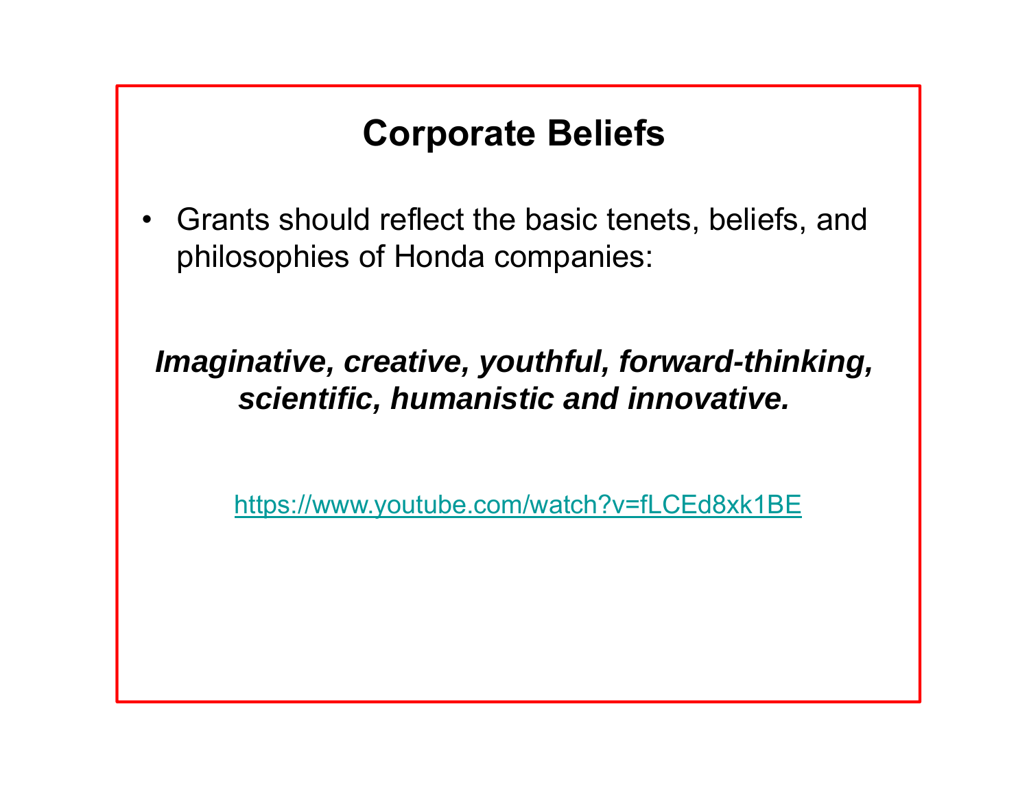# Corporate Beliefs

- Grants should reflect the basic tenets, beliefs, and philosophies of Honda companies:

***Imaginative, creative, youthful, forward-thinking, scientific, humanistic and innovative.***

https://www.youtube.com/watch?v=fLCEd8xk1BE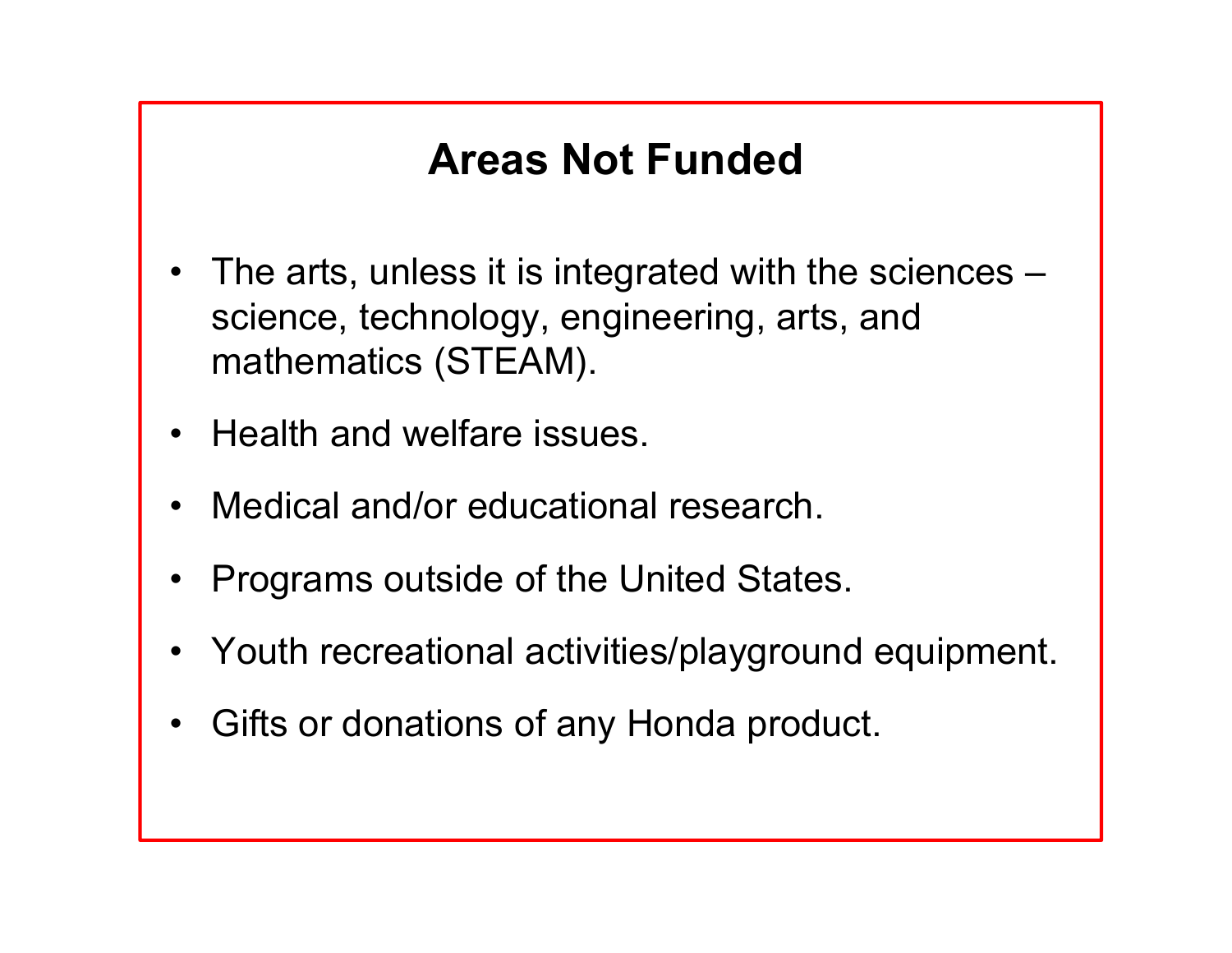## Areas Not Funded

- The arts, unless it is integrated with the sciences – science, technology, engineering, arts, and mathematics (STEAM).
- Health and welfare issues.
- Medical and/or educational research.
- Programs outside of the United States.
- Youth recreational activities/playground equipment.
- Gifts or donations of any Honda product.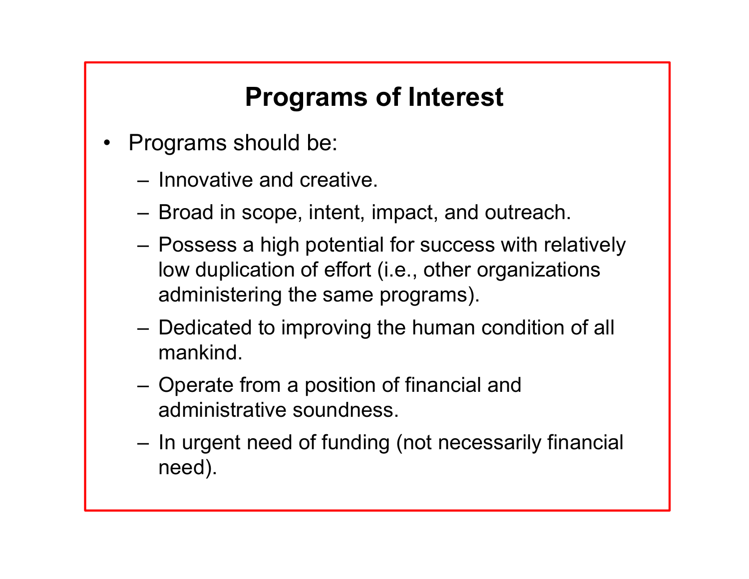# Programs of Interest

- Programs should be:
  - Innovative and creative.
  - Broad in scope, intent, impact, and outreach.
  - Possess a high potential for success with relatively low duplication of effort (i.e., other organizations administering the same programs).
  - Dedicated to improving the human condition of all mankind.
  - Operate from a position of financial and administrative soundness.
  - In urgent need of funding (not necessarily financial need).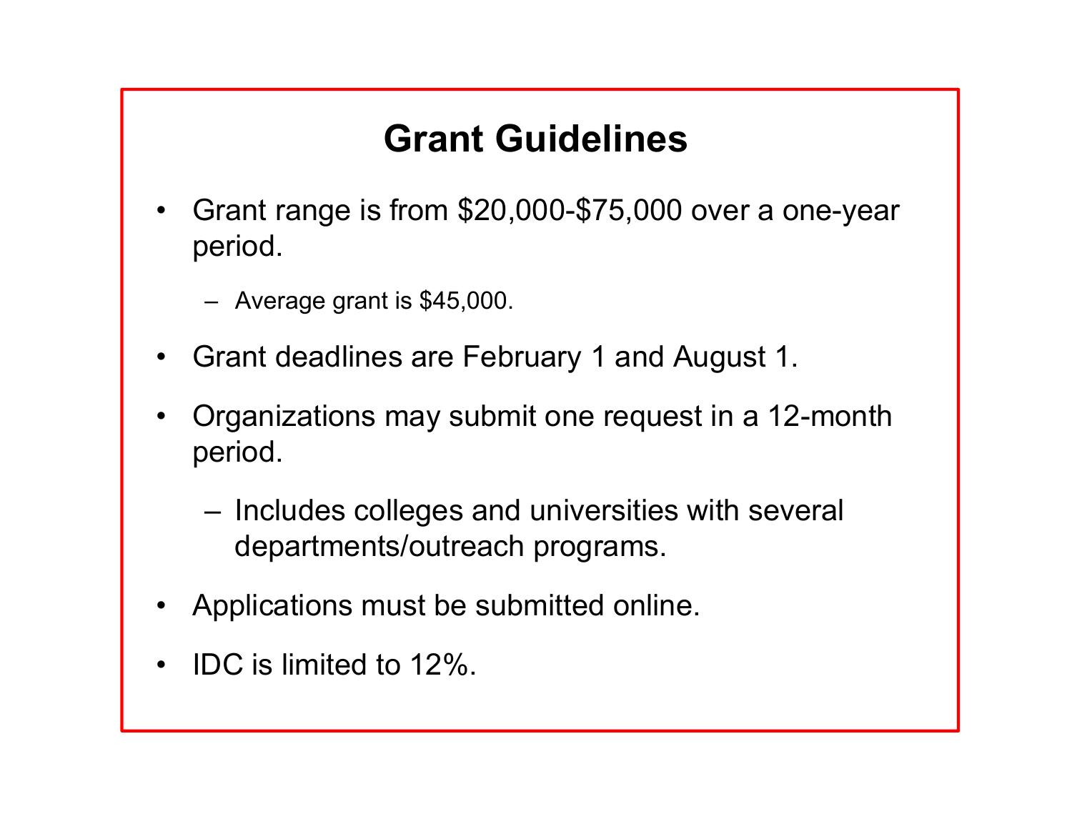# Grant Guidelines

- Grant range is from $20,000-$75,000 over a one-year period.
  - Average grant is $45,000.
- Grant deadlines are February 1 and August 1.
- Organizations may submit one request in a 12-month period.
  - Includes colleges and universities with several departments/outreach programs.
- Applications must be submitted online.
- IDC is limited to 12%.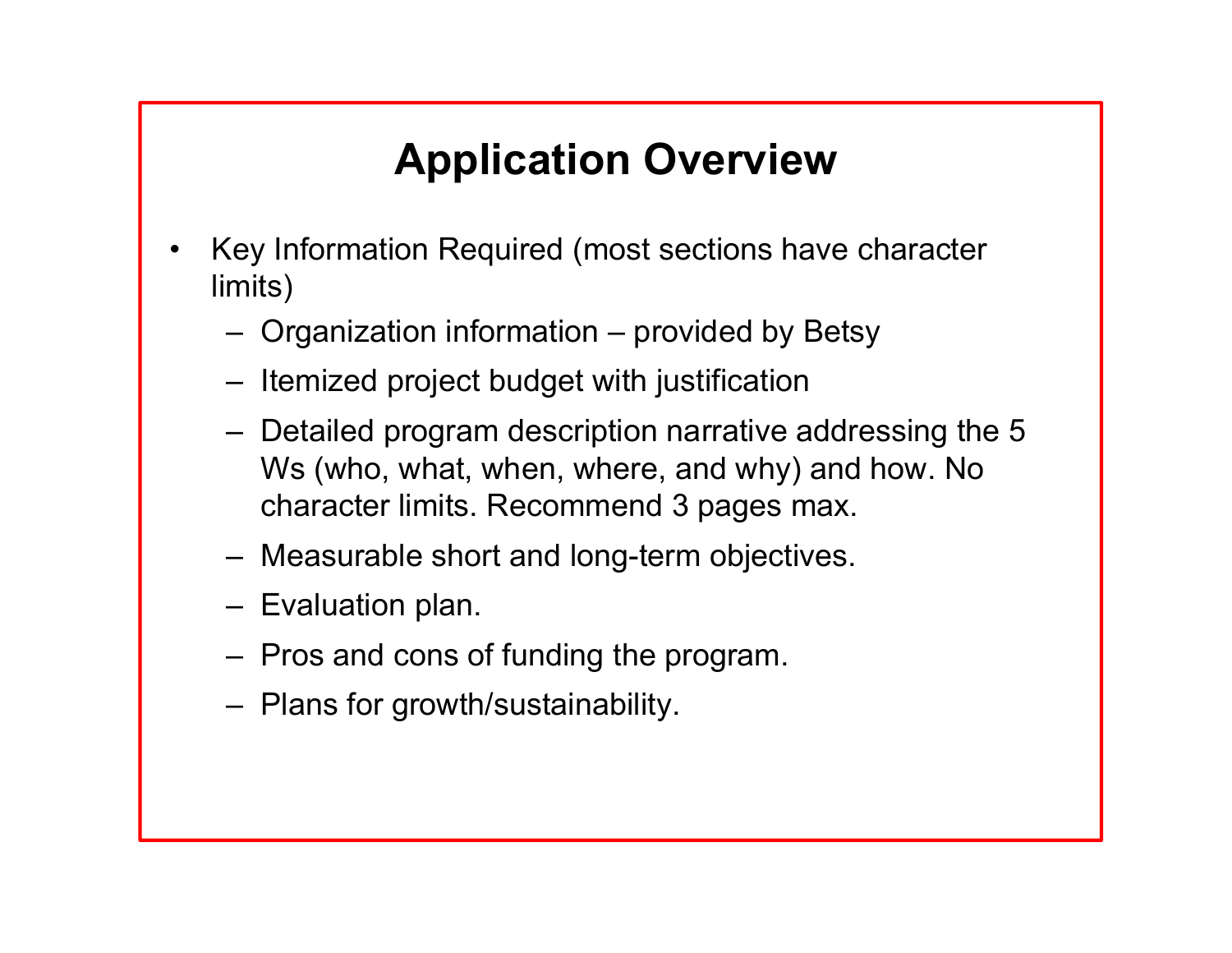# Application Overview

- Key Information Required (most sections have character limits)
  - Organization information – provided by Betsy
  - Itemized project budget with justification
  - Detailed program description narrative addressing the 5 Ws (who, what, when, where, and why) and how. No character limits. Recommend 3 pages max.
  - Measurable short and long-term objectives.
  - Evaluation plan.
  - Pros and cons of funding the program.
  - Plans for growth/sustainability.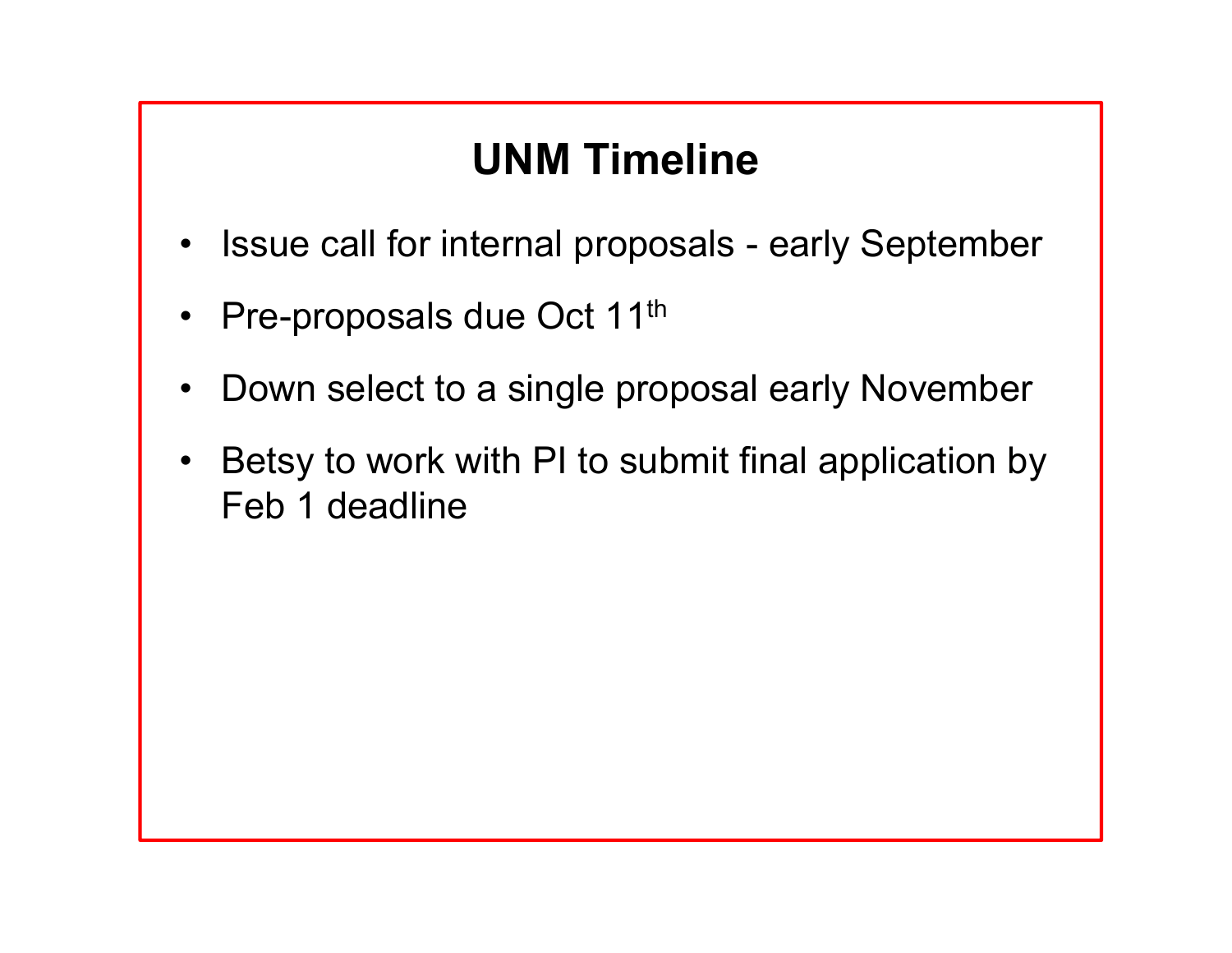# UNM Timeline

- Issue call for internal proposals - early September
- Pre-proposals due Oct 11th
- Down select to a single proposal early November
- Betsy to work with PI to submit final application by Feb 1 deadline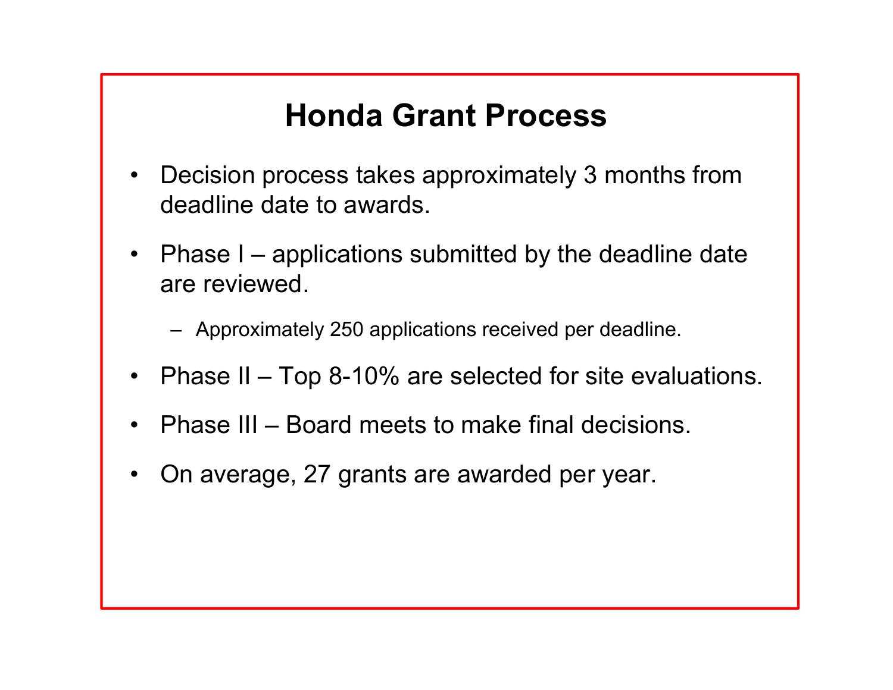# Honda Grant Process

- Decision process takes approximately 3 months from deadline date to awards.
- Phase I – applications submitted by the deadline date are reviewed.
  - Approximately 250 applications received per deadline.
- Phase II – Top 8-10% are selected for site evaluations.
- Phase III – Board meets to make final decisions.
- On average, 27 grants are awarded per year.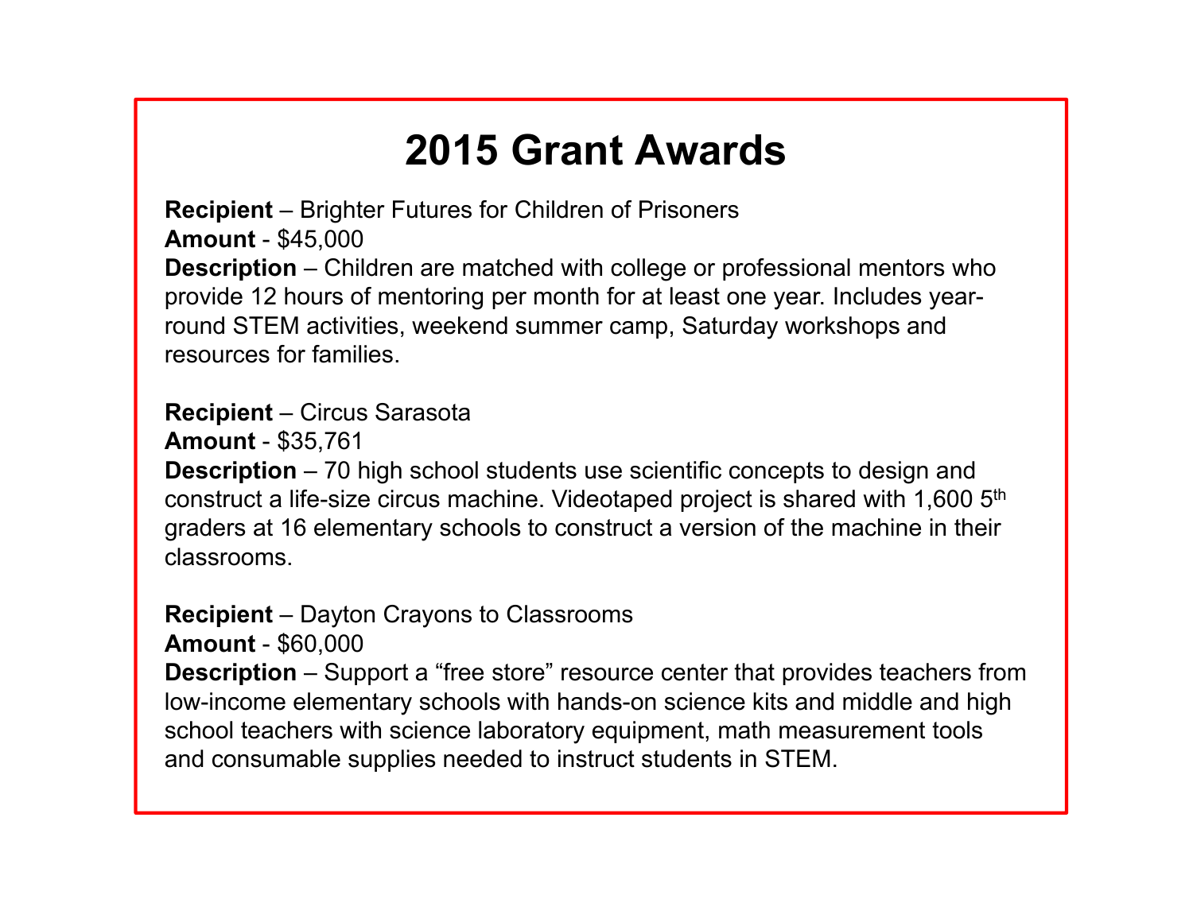# 2015 Grant Awards

**Recipient** – Brighter Futures for Children of Prisoners
**Amount** - $45,000
**Description** – Children are matched with college or professional mentors who provide 12 hours of mentoring per month for at least one year. Includes year-round STEM activities, weekend summer camp, Saturday workshops and resources for families.

**Recipient** – Circus Sarasota
**Amount** - $35,761
**Description** – 70 high school students use scientific concepts to design and construct a life-size circus machine. Videotaped project is shared with 1,600 5th graders at 16 elementary schools to construct a version of the machine in their classrooms.

**Recipient** – Dayton Crayons to Classrooms
**Amount** - $60,000
**Description** – Support a "free store" resource center that provides teachers from low-income elementary schools with hands-on science kits and middle and high school teachers with science laboratory equipment, math measurement tools and consumable supplies needed to instruct students in STEM.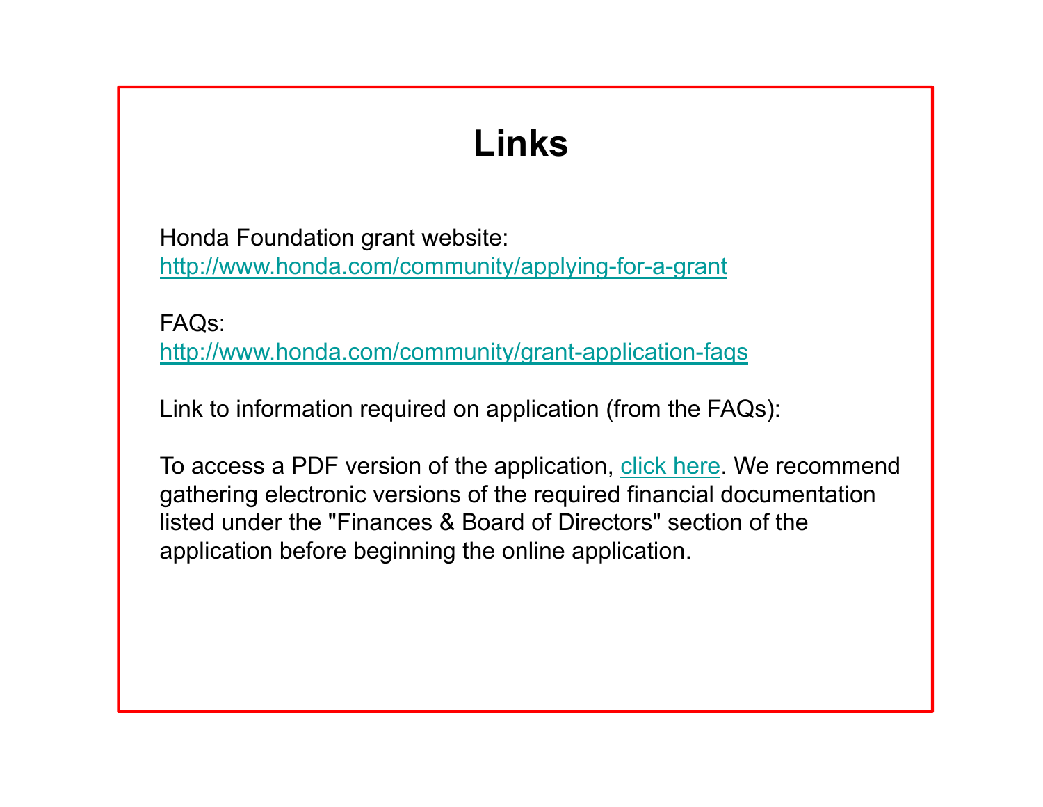# Links

Honda Foundation grant website:
http://www.honda.com/community/applying-for-a-grant

FAQs:
http://www.honda.com/community/grant-application-faqs

Link to information required on application (from the FAQs):

To access a PDF version of the application, click here. We recommend gathering electronic versions of the required financial documentation listed under the "Finances & Board of Directors" section of the application before beginning the online application.